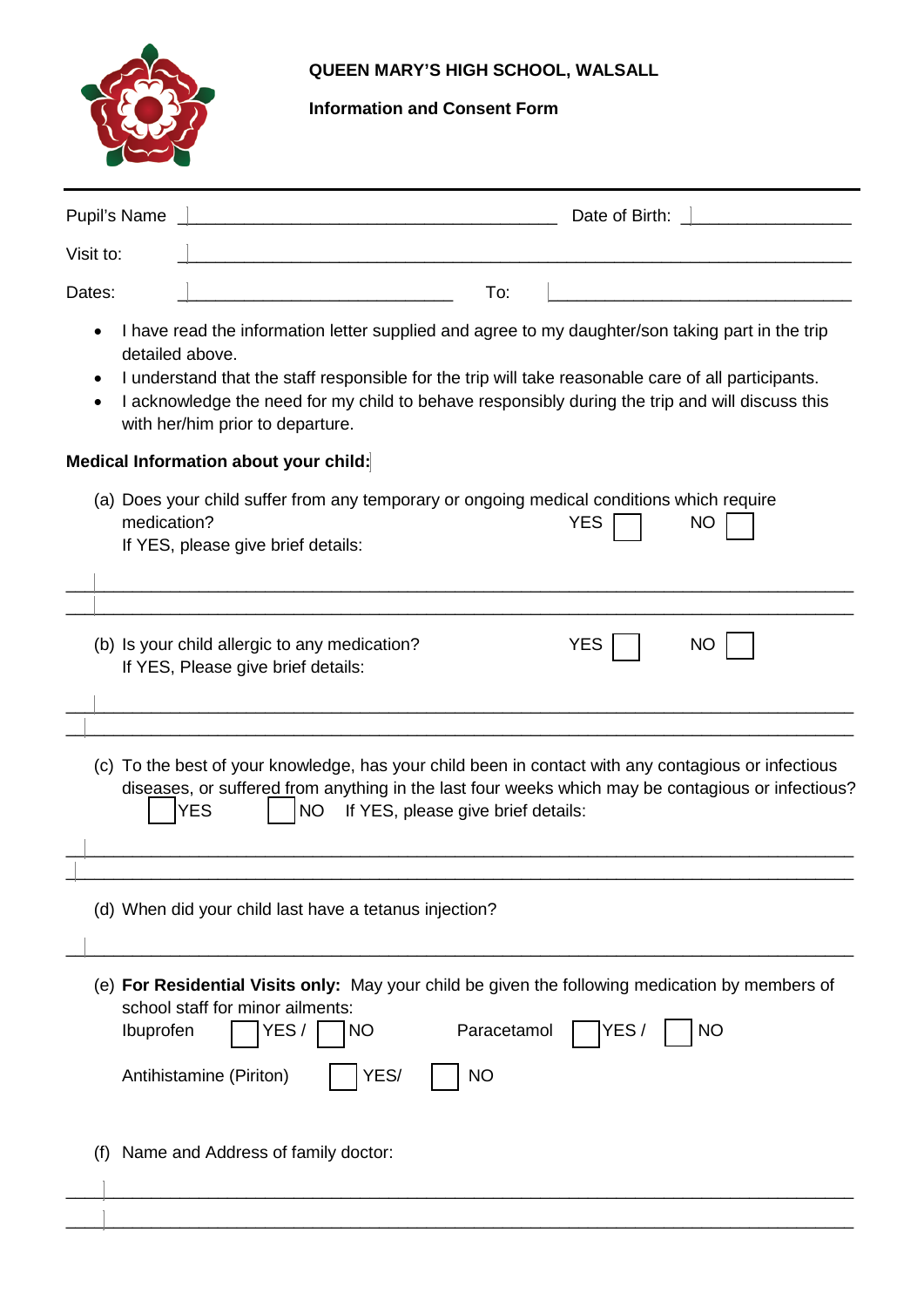**QUEEN MARY'S HIGH SCHOOL, WALSALL**

**Information and Consent Form**

Pupil's Name ______________________________ Date of Birth: ________________

Visit to: ______________________________________________________________

Dates: ____________________________ To: ____________________________

- I have read the information letter supplied and agree to my daughter/son taking part in the trip detailed above.
- I understand that the staff responsible for the trip will take reasonable care of all participants.
- I acknowledge the need for my child to behave responsibly during the trip and will discuss this with her/him prior to departure.

**Medical Information about your child:**

(a) Does your child suffer from any temporary or ongoing medical conditions which require medication? YES ☐ NO ☐
If YES, please give brief details:

______________________________________________________________

______________________________________________________________

(b) Is your child allergic to any medication? YES ☐ NO ☐
If YES, Please give brief details:

______________________________________________________________

______________________________________________________________

(c) To the best of your knowledge, has your child been in contact with any contagious or infectious diseases, or suffered from anything in the last four weeks which may be contagious or infectious?
☐ YES ☐ NO If YES, please give brief details:

______________________________________________________________

______________________________________________________________

(d) When did your child last have a tetanus injection?

______________________________________________________________

(e) **For Residential Visits only:** May your child be given the following medication by members of school staff for minor ailments:
Ibuprofen ☐ YES / ☐ NO Paracetamol ☐ YES / ☐ NO

Antihistamine (Piriton) ☐ YES/ ☐ NO

(f) Name and Address of family doctor:

______________________________________________________________

______________________________________________________________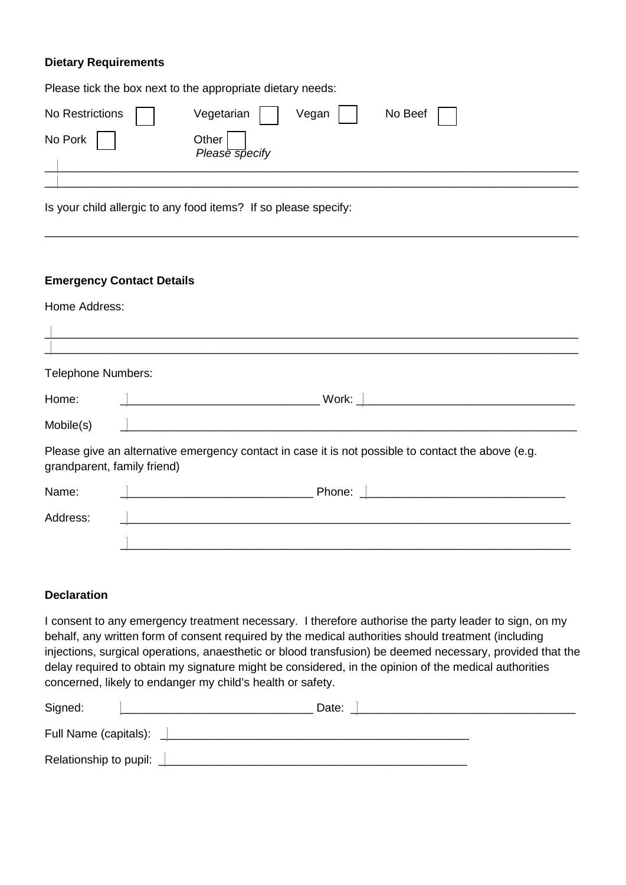**Dietary Requirements**

Please tick the box next to the appropriate dietary needs:

No Restrictions ☐ Vegetarian ☐ Vegan ☐ No Beef ☐

No Pork ☐ Other ☐
*Please specify*

______________________________________________________________________________

______________________________________________________________________________

Is your child allergic to any food items? If so please specify:

______________________________________________________________________________

**Emergency Contact Details**

Home Address:

______________________________________________________________________________

______________________________________________________________________________

Telephone Numbers:

Home: ______________________________ Work: ________________________________

Mobile(s) ____________________________________________________________________

Please give an alternative emergency contact in case it is not possible to contact the above (e.g. grandparent, family friend)

Name: ______________________________ Phone: ______________________________

Address: ____________________________________________________________________

____________________________________________________________________

**Declaration**

I consent to any emergency treatment necessary. I therefore authorise the party leader to sign, on my behalf, any written form of consent required by the medical authorities should treatment (including injections, surgical operations, anaesthetic or blood transfusion) be deemed necessary, provided that the delay required to obtain my signature might be considered, in the opinion of the medical authorities concerned, likely to endanger my child's health or safety.

Signed: ______________________________ Date: __________________________________

Full Name (capitals): ________________________________________________

Relationship to pupil: ________________________________________________